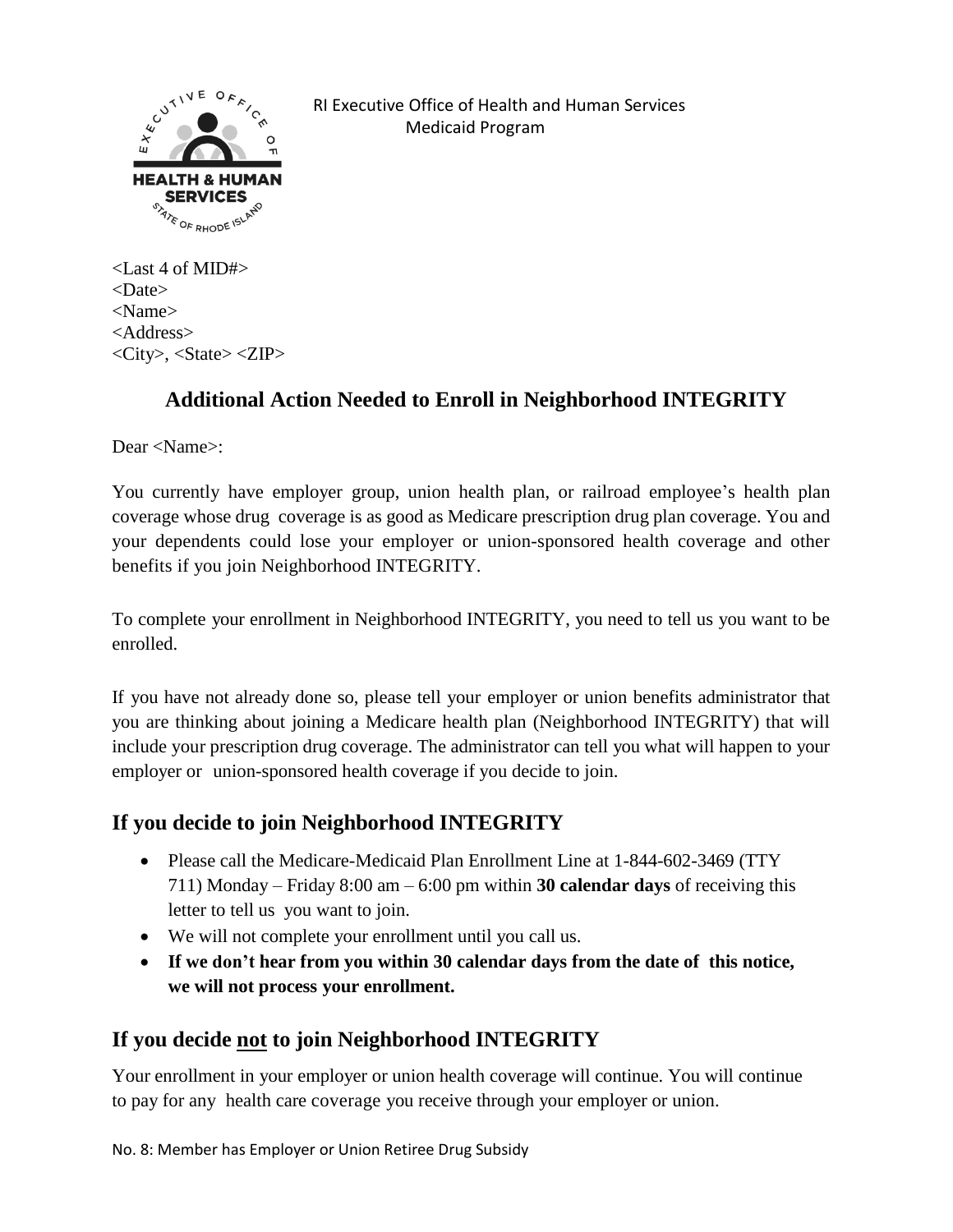RI Executive Office of Health and Human Services
Medicaid Program

<Last 4 of MID#>
<Date>
<Name>
<Address>
<City>, <State> <ZIP>

# Additional Action Needed to Enroll in Neighborhood INTEGRITY

Dear <Name>:

You currently have employer group, union health plan, or railroad employee's health plan coverage whose drug coverage is as good as Medicare prescription drug plan coverage. You and your dependents could lose your employer or union-sponsored health coverage and other benefits if you join Neighborhood INTEGRITY.

To complete your enrollment in Neighborhood INTEGRITY, you need to tell us you want to be enrolled.

If you have not already done so, please tell your employer or union benefits administrator that you are thinking about joining a Medicare health plan (Neighborhood INTEGRITY) that will include your prescription drug coverage. The administrator can tell you what will happen to your employer or union-sponsored health coverage if you decide to join.

## If you decide to join Neighborhood INTEGRITY

- Please call the Medicare-Medicaid Plan Enrollment Line at 1-844-602-3469 (TTY 711) Monday – Friday 8:00 am – 6:00 pm within **30 calendar days** of receiving this letter to tell us you want to join.
- We will not complete your enrollment until you call us.
- **If we don't hear from you within 30 calendar days from the date of this notice, we will not process your enrollment.**

## If you decide not to join Neighborhood INTEGRITY

Your enrollment in your employer or union health coverage will continue. You will continue to pay for any health care coverage you receive through your employer or union.

No. 8: Member has Employer or Union Retiree Drug Subsidy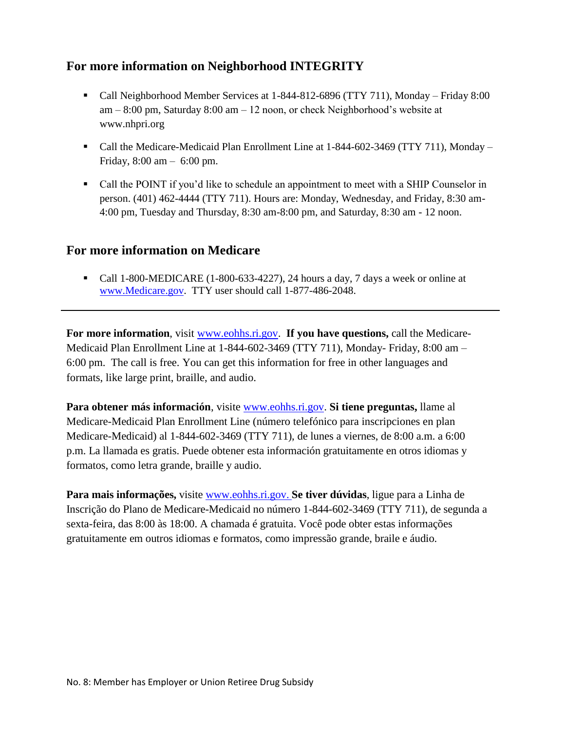## For more information on Neighborhood INTEGRITY

- Call Neighborhood Member Services at 1-844-812-6896 (TTY 711), Monday – Friday 8:00 am – 8:00 pm, Saturday 8:00 am – 12 noon, or check Neighborhood's website at www.nhpri.org
- Call the Medicare-Medicaid Plan Enrollment Line at 1-844-602-3469 (TTY 711), Monday – Friday, 8:00 am – 6:00 pm.
- Call the POINT if you'd like to schedule an appointment to meet with a SHIP Counselor in person. (401) 462-4444 (TTY 711). Hours are: Monday, Wednesday, and Friday, 8:30 am-4:00 pm, Tuesday and Thursday, 8:30 am-8:00 pm, and Saturday, 8:30 am - 12 noon.

## For more information on Medicare

- Call 1-800-MEDICARE (1-800-633-4227), 24 hours a day, 7 days a week or online at www.Medicare.gov. TTY user should call 1-877-486-2048.

---

**For more information**, visit www.eohhs.ri.gov. **If you have questions,** call the Medicare-Medicaid Plan Enrollment Line at 1-844-602-3469 (TTY 711), Monday- Friday, 8:00 am – 6:00 pm. The call is free. You can get this information for free in other languages and formats, like large print, braille, and audio.

**Para obtener más información**, visite www.eohhs.ri.gov. **Si tiene preguntas,** llame al Medicare-Medicaid Plan Enrollment Line (número telefónico para inscripciones en plan Medicare-Medicaid) al 1-844-602-3469 (TTY 711), de lunes a viernes, de 8:00 a.m. a 6:00 p.m. La llamada es gratis. Puede obtener esta información gratuitamente en otros idiomas y formatos, como letra grande, braille y audio.

**Para mais informações,** visite www.eohhs.ri.gov. **Se tiver dúvidas**, ligue para a Linha de Inscrição do Plano de Medicare-Medicaid no número 1-844-602-3469 (TTY 711), de segunda a sexta-feira, das 8:00 às 18:00. A chamada é gratuita. Você pode obter estas informações gratuitamente em outros idiomas e formatos, como impressão grande, braile e áudio.